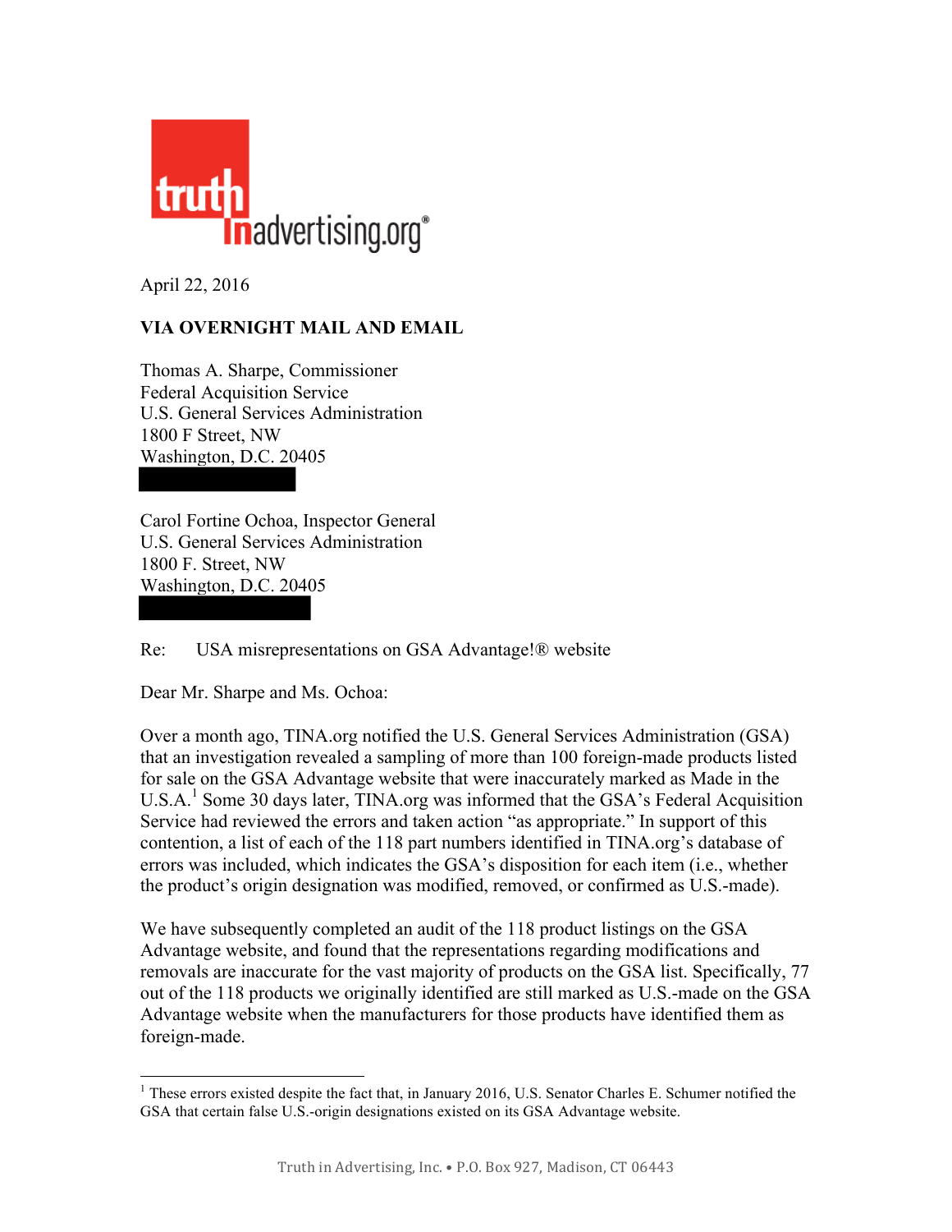April 22, 2016

**VIA OVERNIGHT MAIL AND EMAIL**

Thomas A. Sharpe, Commissioner
Federal Acquisition Service
U.S. General Services Administration
1800 F Street, NW
Washington, D.C. 20405

Carol Fortine Ochoa, Inspector General
U.S. General Services Administration
1800 F. Street, NW
Washington, D.C. 20405

Re: USA misrepresentations on GSA Advantage!® website

Dear Mr. Sharpe and Ms. Ochoa:

Over a month ago, TINA.org notified the U.S. General Services Administration (GSA) that an investigation revealed a sampling of more than 100 foreign-made products listed for sale on the GSA Advantage website that were inaccurately marked as Made in the U.S.A.[1] Some 30 days later, TINA.org was informed that the GSA's Federal Acquisition Service had reviewed the errors and taken action "as appropriate." In support of this contention, a list of each of the 118 part numbers identified in TINA.org's database of errors was included, which indicates the GSA's disposition for each item (i.e., whether the product's origin designation was modified, removed, or confirmed as U.S.-made).

We have subsequently completed an audit of the 118 product listings on the GSA Advantage website, and found that the representations regarding modifications and removals are inaccurate for the vast majority of products on the GSA list. Specifically, 77 out of the 118 products we originally identified are still marked as U.S.-made on the GSA Advantage website when the manufacturers for those products have identified them as foreign-made.

[1] These errors existed despite the fact that, in January 2016, U.S. Senator Charles E. Schumer notified the GSA that certain false U.S.-origin designations existed on its GSA Advantage website.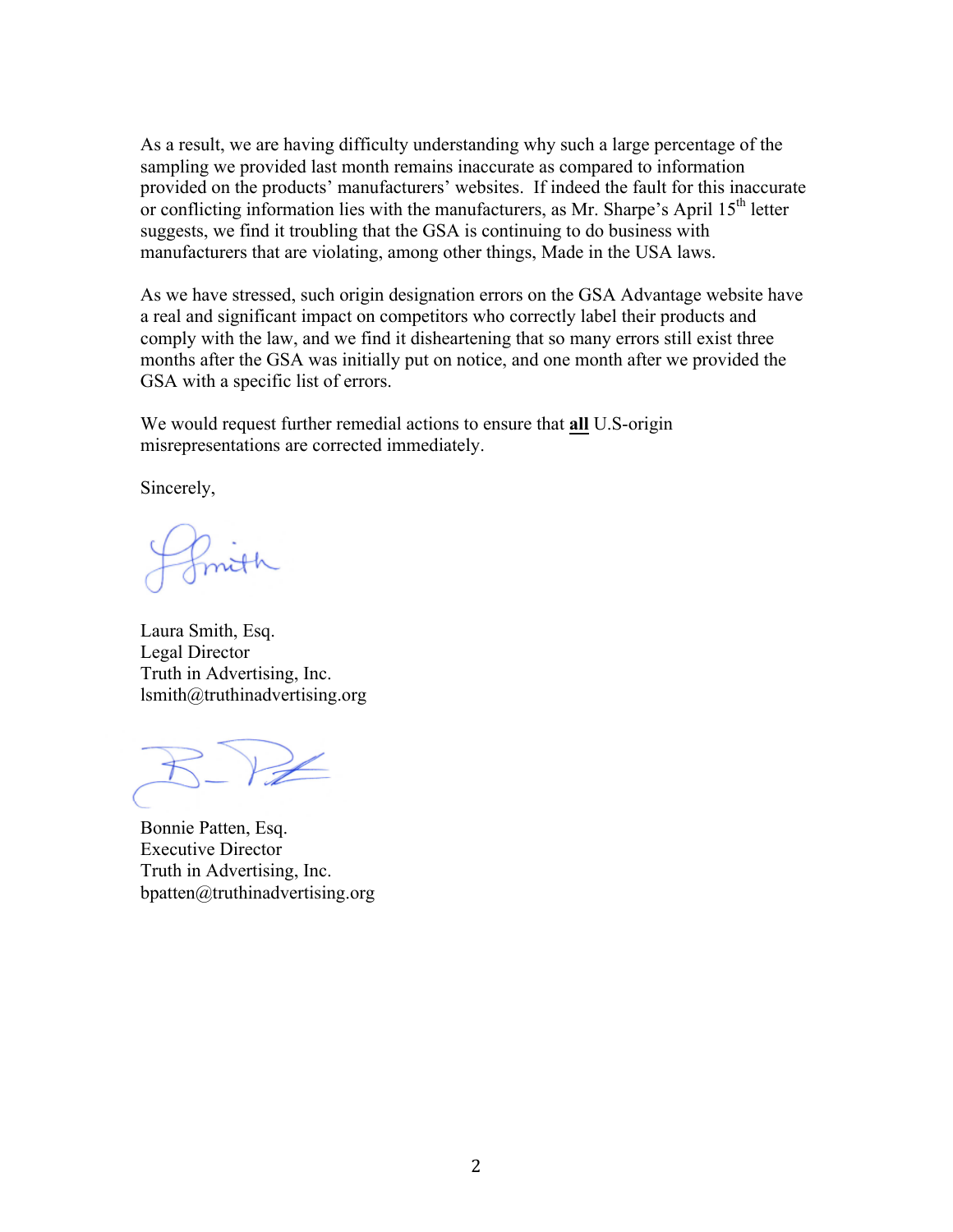As a result, we are having difficulty understanding why such a large percentage of the sampling we provided last month remains inaccurate as compared to information provided on the products' manufacturers' websites. If indeed the fault for this inaccurate or conflicting information lies with the manufacturers, as Mr. Sharpe's April 15th letter suggests, we find it troubling that the GSA is continuing to do business with manufacturers that are violating, among other things, Made in the USA laws.

As we have stressed, such origin designation errors on the GSA Advantage website have a real and significant impact on competitors who correctly label their products and comply with the law, and we find it disheartening that so many errors still exist three months after the GSA was initially put on notice, and one month after we provided the GSA with a specific list of errors.

We would request further remedial actions to ensure that **all** U.S-origin misrepresentations are corrected immediately.

Sincerely,

Laura Smith, Esq.
Legal Director
Truth in Advertising, Inc.
lsmith@truthinadvertising.org

Bonnie Patten, Esq.
Executive Director
Truth in Advertising, Inc.
bpatten@truthinadvertising.org